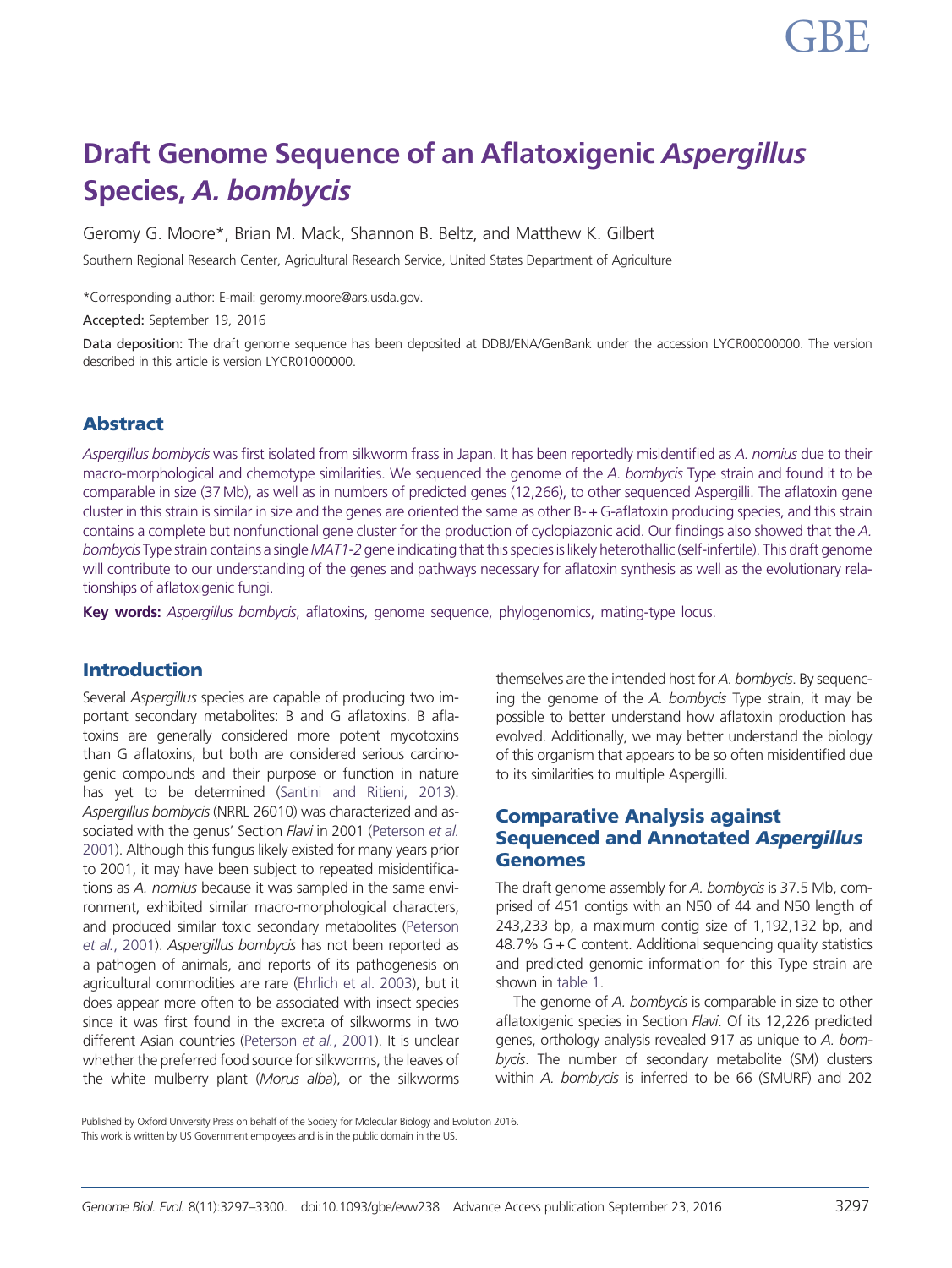# Draft Genome Sequence of an Aflatoxigenic *Aspergillus* Species, *A. bombycis*

Geromy G. Moore*, Brian M. Mack, Shannon B. Beltz, and Matthew K. Gilbert

Southern Regional Research Center, Agricultural Research Service, United States Department of Agriculture

*Corresponding author: E-mail: geromy.moore@ars.usda.gov.

**Accepted:** September 19, 2016

**Data deposition:** The draft genome sequence has been deposited at DDBJ/ENA/GenBank under the accession LYCR00000000. The version described in this article is version LYCR01000000.

## Abstract

*Aspergillus bombycis* was first isolated from silkworm frass in Japan. It has been reportedly misidentified as *A. nomius* due to their macro-morphological and chemotype similarities. We sequenced the genome of the *A. bombycis* Type strain and found it to be comparable in size (37 Mb), as well as in numbers of predicted genes (12,266), to other sequenced Aspergilli. The aflatoxin gene cluster in this strain is similar in size and the genes are oriented the same as other B- + G-aflatoxin producing species, and this strain contains a complete but nonfunctional gene cluster for the production of cyclopiazonic acid. Our findings also showed that the *A. bombycis* Type strain contains a single *MAT1-2* gene indicating that this species is likely heterothallic (self-infertile). This draft genome will contribute to our understanding of the genes and pathways necessary for aflatoxin synthesis as well as the evolutionary relationships of aflatoxigenic fungi.

**Key words:** *Aspergillus bombycis*, aflatoxins, genome sequence, phylogenomics, mating-type locus.

## Introduction

Several *Aspergillus* species are capable of producing two important secondary metabolites: B and G aflatoxins. B aflatoxins are generally considered more potent mycotoxins than G aflatoxins, but both are considered serious carcinogenic compounds and their purpose or function in nature has yet to be determined (Santini and Ritieni, 2013). *Aspergillus bombycis* (NRRL 26010) was characterized and associated with the genus' Section *Flavi* in 2001 (Peterson *et al.* 2001). Although this fungus likely existed for many years prior to 2001, it may have been subject to repeated misidentifications as *A. nomius* because it was sampled in the same environment, exhibited similar macro-morphological characters, and produced similar toxic secondary metabolites (Peterson *et al.*, 2001). *Aspergillus bombycis* has not been reported as a pathogen of animals, and reports of its pathogenesis on agricultural commodities are rare (Ehrlich et al. 2003), but it does appear more often to be associated with insect species since it was first found in the excreta of silkworms in two different Asian countries (Peterson *et al.*, 2001). It is unclear whether the preferred food source for silkworms, the leaves of the white mulberry plant (*Morus alba*), or the silkworms themselves are the intended host for *A. bombycis*. By sequencing the genome of the *A. bombycis* Type strain, it may be possible to better understand how aflatoxin production has evolved. Additionally, we may better understand the biology of this organism that appears to be so often misidentified due to its similarities to multiple Aspergilli.

## Comparative Analysis against Sequenced and Annotated *Aspergillus* Genomes

The draft genome assembly for *A. bombycis* is 37.5 Mb, comprised of 451 contigs with an N50 of 44 and N50 length of 243,233 bp, a maximum contig size of 1,192,132 bp, and 48.7% G + C content. Additional sequencing quality statistics and predicted genomic information for this Type strain are shown in table 1.

The genome of *A. bombycis* is comparable in size to other aflatoxigenic species in Section *Flavi*. Of its 12,226 predicted genes, orthology analysis revealed 917 as unique to *A. bombycis*. The number of secondary metabolite (SM) clusters within *A. bombycis* is inferred to be 66 (SMURF) and 202

Published by Oxford University Press on behalf of the Society for Molecular Biology and Evolution 2016.
This work is written by US Government employees and is in the public domain in the US.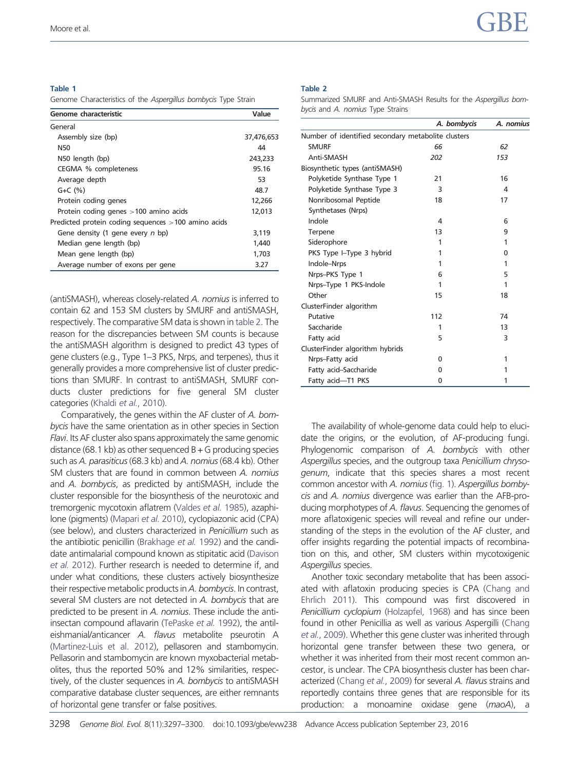**Table 1**

Genome Characteristics of the *Aspergillus bombycis* Type Strain

| Genome characteristic | Value |
|---|---|
| General | |
| Assembly size (bp) | 37,476,653 |
| N50 | 44 |
| N50 length (bp) | 243,233 |
| CEGMA % completeness | 95.16 |
| Average depth | 53 |
| G+C (%) | 48.7 |
| Protein coding genes | 12,266 |
| Protein coding genes >100 amino acids | 12,013 |
| Predicted protein coding sequences >100 amino acids | |
| Gene density (1 gene every *n* bp) | 3,119 |
| Median gene length (bp) | 1,440 |
| Mean gene length (bp) | 1,703 |
| Average number of exons per gene | 3.27 |

**Table 2**

Summarized SMURF and Anti-SMASH Results for the *Aspergillus bombycis* and *A. nomius* Type Strains

| | *A. bombycis* | *A. nomius* |
|---|---|---|
| Number of identified secondary metabolite clusters | | |
| SMURF | *66* | *62* |
| Anti-SMASH | *202* | *153* |
| Biosynthetic types (antiSMASH) | | |
| Polyketide Synthase Type 1 | 21 | 16 |
| Polyketide Synthase Type 3 | 3 | 4 |
| Nonribosomal Peptide Synthetases (Nrps) | 18 | 17 |
| Indole | 4 | 6 |
| Terpene | 13 | 9 |
| Siderophore | 1 | 1 |
| PKS Type I–Type 3 hybrid | 1 | 0 |
| Indole–Nrps | 1 | 1 |
| Nrps–PKS Type 1 | 6 | 5 |
| Nrps–Type 1 PKS-Indole | 1 | 1 |
| Other | 15 | 18 |
| ClusterFinder algorithm | | |
| Putative | 112 | 74 |
| Saccharide | 1 | 13 |
| Fatty acid | 5 | 3 |
| ClusterFinder algorithm hybrids | | |
| Nrps–Fatty acid | 0 | 1 |
| Fatty acid–Saccharide | 0 | 1 |
| Fatty acid—T1 PKS | 0 | 1 |

(antiSMASH), whereas closely-related *A. nomius* is inferred to contain 62 and 153 SM clusters by SMURF and antiSMASH, respectively. The comparative SM data is shown in table 2. The reason for the discrepancies between SM counts is because the antiSMASH algorithm is designed to predict 43 types of gene clusters (e.g., Type 1–3 PKS, Nrps, and terpenes), thus it generally provides a more comprehensive list of cluster predictions than SMURF. In contrast to antiSMASH, SMURF conducts cluster predictions for five general SM cluster categories (Khaldi *et al.*, 2010).

Comparatively, the genes within the AF cluster of *A. bombycis* have the same orientation as in other species in Section *Flavi*. Its AF cluster also spans approximately the same genomic distance (68.1 kb) as other sequenced B + G producing species such as *A. parasiticus* (68.3 kb) and *A. nomius* (68.4 kb). Other SM clusters that are found in common between *A. nomius* and *A. bombycis*, as predicted by antiSMASH, include the cluster responsible for the biosynthesis of the neurotoxic and tremorgenic mycotoxin aflatrem (Valdes *et al.* 1985), azaphilone (pigments) (Mapari *et al.* 2010), cyclopiazonic acid (CPA) (see below), and clusters characterized in *Penicillium* such as the antibiotic penicillin (Brakhage *et al.* 1992) and the candidate antimalarial compound known as stipitatic acid (Davison *et al.* 2012). Further research is needed to determine if, and under what conditions, these clusters actively biosynthesize their respective metabolic products in *A. bombycis*. In contrast, several SM clusters are not detected in *A. bombycis* that are predicted to be present in *A. nomius*. These include the anti-insectan compound aflavarin (TePaske *et al.* 1992), the antileishmanial/anticancer *A. flavus* metabolite pseurotin A (Martinez-Luis et al. 2012), pellasoren and stambomycin. Pellasorin and stambomycin are known myxobacterial metabolites, thus the reported 50% and 12% similarities, respectively, of the cluster sequences in *A. bombycis* to antiSMASH comparative database cluster sequences, are either remnants of horizontal gene transfer or false positives.

The availability of whole-genome data could help to elucidate the origins, or the evolution, of AF-producing fungi. Phylogenomic comparison of *A. bombycis* with other *Aspergillus* species, and the outgroup taxa *Penicillium chrysogenum*, indicate that this species shares a most recent common ancestor with *A. nomius* (fig. 1). *Aspergillus bombycis* and *A. nomius* divergence was earlier than the AFB-producing morphotypes of *A. flavus*. Sequencing the genomes of more aflatoxigenic species will reveal and refine our understanding of the steps in the evolution of the AF cluster, and offer insights regarding the potential impacts of recombination on this, and other, SM clusters within mycotoxigenic *Aspergillus* species.

Another toxic secondary metabolite that has been associated with aflatoxin producing species is CPA (Chang and Ehrlich 2011). This compound was first discovered in *Penicillium cyclopium* (Holzapfel, 1968) and has since been found in other Penicillia as well as various Aspergilli (Chang *et al.*, 2009). Whether this gene cluster was inherited through horizontal gene transfer between these two genera, or whether it was inherited from their most recent common ancestor, is unclear. The CPA biosynthesis cluster has been characterized (Chang *et al.*, 2009) for several *A. flavus* strains and reportedly contains three genes that are responsible for its production: a monoamine oxidase gene (*maoA*), a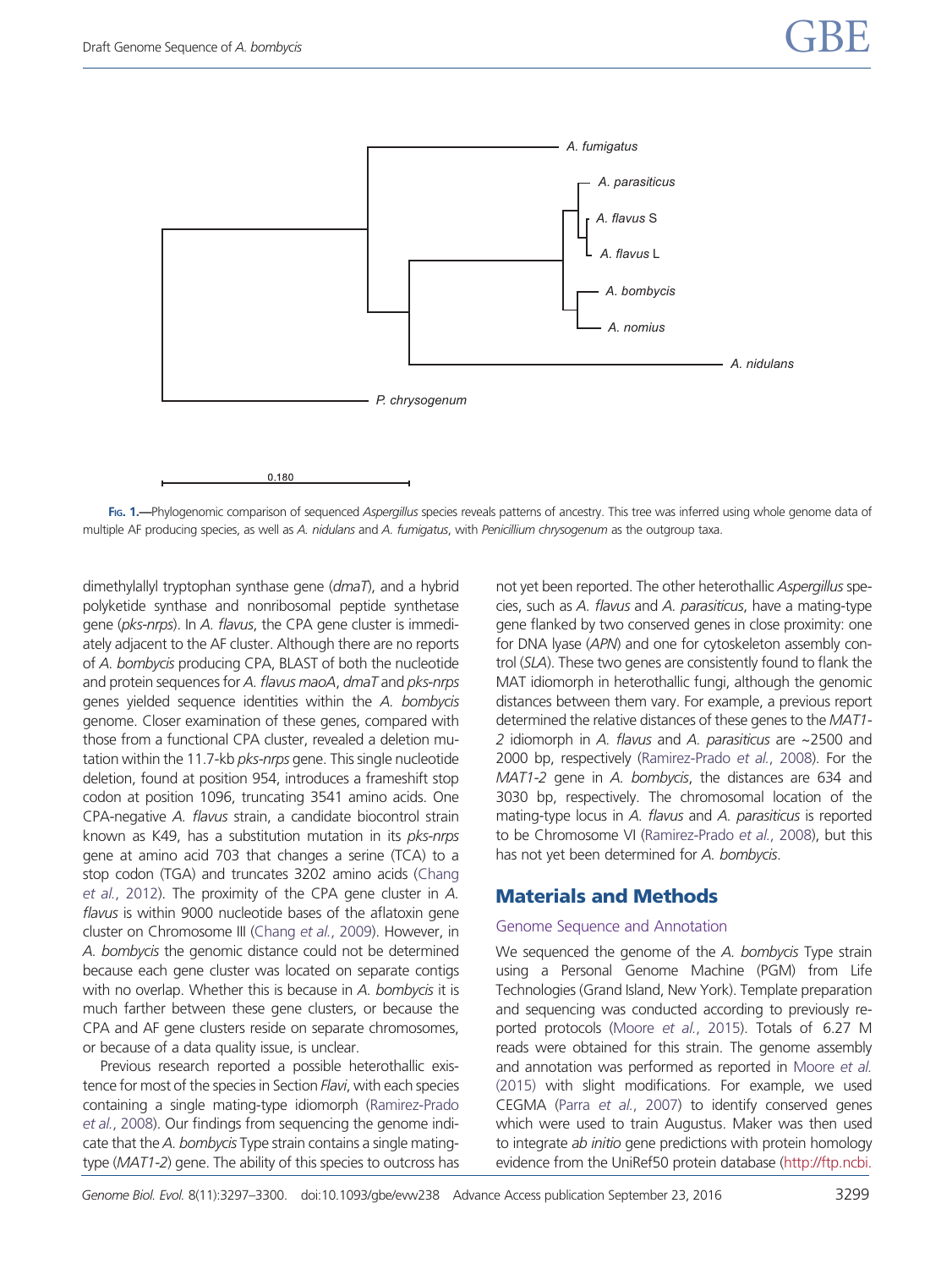Fig. 1.—Phylogenomic comparison of sequenced *Aspergillus* species reveals patterns of ancestry. This tree was inferred using whole genome data of multiple AF producing species, as well as *A. nidulans* and *A. fumigatus*, with *Penicillium chrysogenum* as the outgroup taxa.

dimethylallyl tryptophan synthase gene (*dmaT*), and a hybrid polyketide synthase and nonribosomal peptide synthetase gene (*pks-nrps*). In *A. flavus*, the CPA gene cluster is immediately adjacent to the AF cluster. Although there are no reports of *A. bombycis* producing CPA, BLAST of both the nucleotide and protein sequences for *A. flavus maoA*, *dmaT* and *pks-nrps* genes yielded sequence identities within the *A. bombycis* genome. Closer examination of these genes, compared with those from a functional CPA cluster, revealed a deletion mutation within the 11.7-kb *pks-nrps* gene. This single nucleotide deletion, found at position 954, introduces a frameshift stop codon at position 1096, truncating 3541 amino acids. One CPA-negative *A. flavus* strain, a candidate biocontrol strain known as K49, has a substitution mutation in its *pks-nrps* gene at amino acid 703 that changes a serine (TCA) to a stop codon (TGA) and truncates 3202 amino acids (Chang et al., 2012). The proximity of the CPA gene cluster in *A. flavus* is within 9000 nucleotide bases of the aflatoxin gene cluster on Chromosome III (Chang et al., 2009). However, in *A. bombycis* the genomic distance could not be determined because each gene cluster was located on separate contigs with no overlap. Whether this is because in *A. bombycis* it is much farther between these gene clusters, or because the CPA and AF gene clusters reside on separate chromosomes, or because of a data quality issue, is unclear.

Previous research reported a possible heterothallic existence for most of the species in Section *Flavi*, with each species containing a single mating-type idiomorph (Ramirez-Prado et al., 2008). Our findings from sequencing the genome indicate that the *A. bombycis* Type strain contains a single mating-type (*MAT1-2*) gene. The ability of this species to outcross has not yet been reported. The other heterothallic *Aspergillus* species, such as *A. flavus* and *A. parasiticus*, have a mating-type gene flanked by two conserved genes in close proximity: one for DNA lyase (*APN*) and one for cytoskeleton assembly control (*SLA*). These two genes are consistently found to flank the MAT idiomorph in heterothallic fungi, although the genomic distances between them vary. For example, a previous report determined the relative distances of these genes to the *MAT1-2* idiomorph in *A. flavus* and *A. parasiticus* are ~2500 and 2000 bp, respectively (Ramirez-Prado et al., 2008). For the *MAT1-2* gene in *A. bombycis*, the distances are 634 and 3030 bp, respectively. The chromosomal location of the mating-type locus in *A. flavus* and *A. parasiticus* is reported to be Chromosome VI (Ramirez-Prado et al., 2008), but this has not yet been determined for *A. bombycis*.

## Materials and Methods

### Genome Sequence and Annotation

We sequenced the genome of the *A. bombycis* Type strain using a Personal Genome Machine (PGM) from Life Technologies (Grand Island, New York). Template preparation and sequencing was conducted according to previously reported protocols (Moore et al., 2015). Totals of 6.27 M reads were obtained for this strain. The genome assembly and annotation was performed as reported in Moore et al. (2015) with slight modifications. For example, we used CEGMA (Parra et al., 2007) to identify conserved genes which were used to train Augustus. Maker was then used to integrate *ab initio* gene predictions with protein homology evidence from the UniRef50 protein database (http://ftp.ncbi.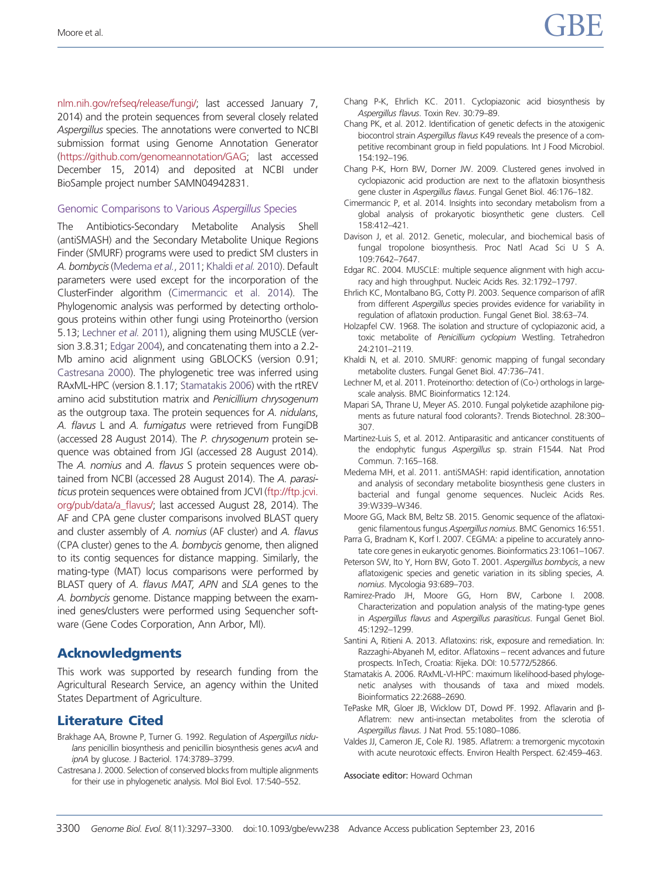nlm.nih.gov/refseq/release/fungi/; last accessed January 7, 2014) and the protein sequences from several closely related *Aspergillus* species. The annotations were converted to NCBI submission format using Genome Annotation Generator (https://github.com/genomeannotation/GAG; last accessed December 15, 2014) and deposited at NCBI under BioSample project number SAMN04942831.

### Genomic Comparisons to Various *Aspergillus* Species

The Antibiotics-Secondary Metabolite Analysis Shell (antiSMASH) and the Secondary Metabolite Unique Regions Finder (SMURF) programs were used to predict SM clusters in *A. bombycis* (Medema *et al.*, 2011; Khaldi *et al.* 2010). Default parameters were used except for the incorporation of the ClusterFinder algorithm (Cimermancic et al. 2014). The Phylogenomic analysis was performed by detecting orthologous proteins within other fungi using Proteinortho (version 5.13; Lechner *et al.* 2011), aligning them using MUSCLE (version 3.8.31; Edgar 2004), and concatenating them into a 2.2-Mb amino acid alignment using GBLOCKS (version 0.91; Castresana 2000). The phylogenetic tree was inferred using RAxML-HPC (version 8.1.17; Stamatakis 2006) with the rtREV amino acid substitution matrix and *Penicillium chrysogenum* as the outgroup taxa. The protein sequences for *A. nidulans*, *A. flavus* L and *A. fumigatus* were retrieved from FungiDB (accessed 28 August 2014). The *P. chrysogenum* protein sequence was obtained from JGI (accessed 28 August 2014). The *A. nomius* and *A. flavus* S protein sequences were obtained from NCBI (accessed 28 August 2014). The *A. parasiticus* protein sequences were obtained from JCVI (ftp://ftp.jcvi.org/pub/data/a_flavus/; last accessed August 28, 2014). The AF and CPA gene cluster comparisons involved BLAST query and cluster assembly of *A. nomius* (AF cluster) and *A. flavus* (CPA cluster) genes to the *A. bombycis* genome, then aligned to its contig sequences for distance mapping. Similarly, the mating-type (MAT) locus comparisons were performed by BLAST query of *A. flavus MAT, APN* and *SLA* genes to the *A. bombycis* genome. Distance mapping between the examined genes/clusters were performed using Sequencher software (Gene Codes Corporation, Ann Arbor, MI).

## Acknowledgments

This work was supported by research funding from the Agricultural Research Service, an agency within the United States Department of Agriculture.

## Literature Cited

Brakhage AA, Browne P, Turner G. 1992. Regulation of *Aspergillus nidulans* penicillin biosynthesis and penicillin biosynthesis genes *acvA* and *ipnA* by glucose. J Bacteriol. 174:3789–3799.

Castresana J. 2000. Selection of conserved blocks from multiple alignments for their use in phylogenetic analysis. Mol Biol Evol. 17:540–552.

Chang P-K, Ehrlich KC. 2011. Cyclopiazonic acid biosynthesis by *Aspergillus flavus*. Toxin Rev. 30:79–89.

Chang PK, et al. 2012. Identification of genetic defects in the atoxigenic biocontrol strain *Aspergillus flavus* K49 reveals the presence of a competitive recombinant group in field populations. Int J Food Microbiol. 154:192–196.

Chang P-K, Horn BW, Dorner JW. 2009. Clustered genes involved in cyclopiazonic acid production are next to the aflatoxin biosynthesis gene cluster in *Aspergillus flavus*. Fungal Genet Biol. 46:176–182.

Cimermancic P, et al. 2014. Insights into secondary metabolism from a global analysis of prokaryotic biosynthetic gene clusters. Cell 158:412–421.

Davison J, et al. 2012. Genetic, molecular, and biochemical basis of fungal tropolone biosynthesis. Proc Natl Acad Sci U S A. 109:7642–7647.

Edgar RC. 2004. MUSCLE: multiple sequence alignment with high accuracy and high throughput. Nucleic Acids Res. 32:1792–1797.

Ehrlich KC, Montalbano BG, Cotty PJ. 2003. Sequence comparison of aflR from different *Aspergillus* species provides evidence for variability in regulation of aflatoxin production. Fungal Genet Biol. 38:63–74.

Holzapfel CW. 1968. The isolation and structure of cyclopiazonic acid, a toxic metabolite of *Penicillium cyclopium* Westling. Tetrahedron 24:2101–2119.

Khaldi N, et al. 2010. SMURF: genomic mapping of fungal secondary metabolite clusters. Fungal Genet Biol. 47:736–741.

Lechner M, et al. 2011. Proteinortho: detection of (Co-) orthologs in large-scale analysis. BMC Bioinformatics 12:124.

Mapari SA, Thrane U, Meyer AS. 2010. Fungal polyketide azaphilone pigments as future natural food colorants?. Trends Biotechnol. 28:300–307.

Martinez-Luis S, et al. 2012. Antiparasitic and anticancer constituents of the endophytic fungus *Aspergillus* sp. strain F1544. Nat Prod Commun. 7:165–168.

Medema MH, et al. 2011. antiSMASH: rapid identification, annotation and analysis of secondary metabolite biosynthesis gene clusters in bacterial and fungal genome sequences. Nucleic Acids Res. 39:W339–W346.

Moore GG, Mack BM, Beltz SB. 2015. Genomic sequence of the aflatoxigenic filamentous fungus *Aspergillus nomius*. BMC Genomics 16:551.

Parra G, Bradnam K, Korf I. 2007. CEGMA: a pipeline to accurately annotate core genes in eukaryotic genomes. Bioinformatics 23:1061–1067.

Peterson SW, Ito Y, Horn BW, Goto T. 2001. *Aspergillus bombycis*, a new aflatoxigenic species and genetic variation in its sibling species, *A. nomius*. Mycologia 93:689–703.

Ramirez-Prado JH, Moore GG, Horn BW, Carbone I. 2008. Characterization and population analysis of the mating-type genes in *Aspergillus flavus* and *Aspergillus parasiticus*. Fungal Genet Biol. 45:1292–1299.

Santini A, Ritieni A. 2013. Aflatoxins: risk, exposure and remediation. In: Razzaghi-Abyaneh M, editor. Aflatoxins – recent advances and future prospects. InTech, Croatia: Rijeka. DOI: 10.5772/52866.

Stamatakis A. 2006. RAxML-VI-HPC: maximum likelihood-based phylogenetic analyses with thousands of taxa and mixed models. Bioinformatics 22:2688–2690.

TePaske MR, Gloer JB, Wicklow DT, Dowd PF. 1992. Aflavarin and β-Aflatrem: new anti-insectan metabolites from the sclerotia of *Aspergillus flavus*. J Nat Prod. 55:1080–1086.

Valdes JJ, Cameron JE, Cole RJ. 1985. Aflatrem: a tremorgenic mycotoxin with acute neurotoxic effects. Environ Health Perspect. 62:459–463.

Associate editor: Howard Ochman